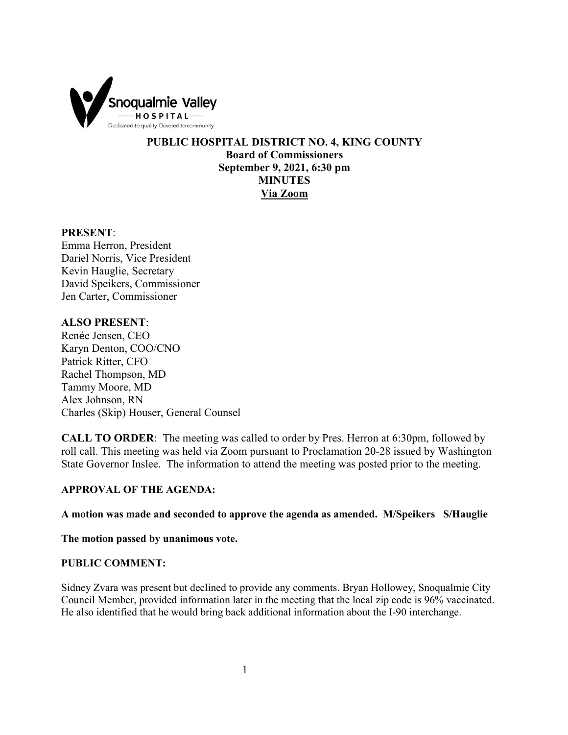Snoqualmie Valley HOSPITAL — Dedicated to quality. Devoted to community.

# PUBLIC HOSPITAL DISTRICT NO. 4, KING COUNTY
## Board of Commissioners
## September 9, 2021, 6:30 pm
## MINUTES
## Via Zoom

**PRESENT**:
Emma Herron, President
Dariel Norris, Vice President
Kevin Hauglie, Secretary
David Speikers, Commissioner
Jen Carter, Commissioner

**ALSO PRESENT**:
Renée Jensen, CEO
Karyn Denton, COO/CNO
Patrick Ritter, CFO
Rachel Thompson, MD
Tammy Moore, MD
Alex Johnson, RN
Charles (Skip) Houser, General Counsel

**CALL TO ORDER**: The meeting was called to order by Pres. Herron at 6:30pm, followed by roll call. This meeting was held via Zoom pursuant to Proclamation 20-28 issued by Washington State Governor Inslee. The information to attend the meeting was posted prior to the meeting.

**APPROVAL OF THE AGENDA:**

**A motion was made and seconded to approve the agenda as amended. M/Speikers S/Hauglie**

**The motion passed by unanimous vote.**

**PUBLIC COMMENT:**

Sidney Zvara was present but declined to provide any comments. Bryan Hollowey, Snoqualmie City Council Member, provided information later in the meeting that the local zip code is 96% vaccinated. He also identified that he would bring back additional information about the I-90 interchange.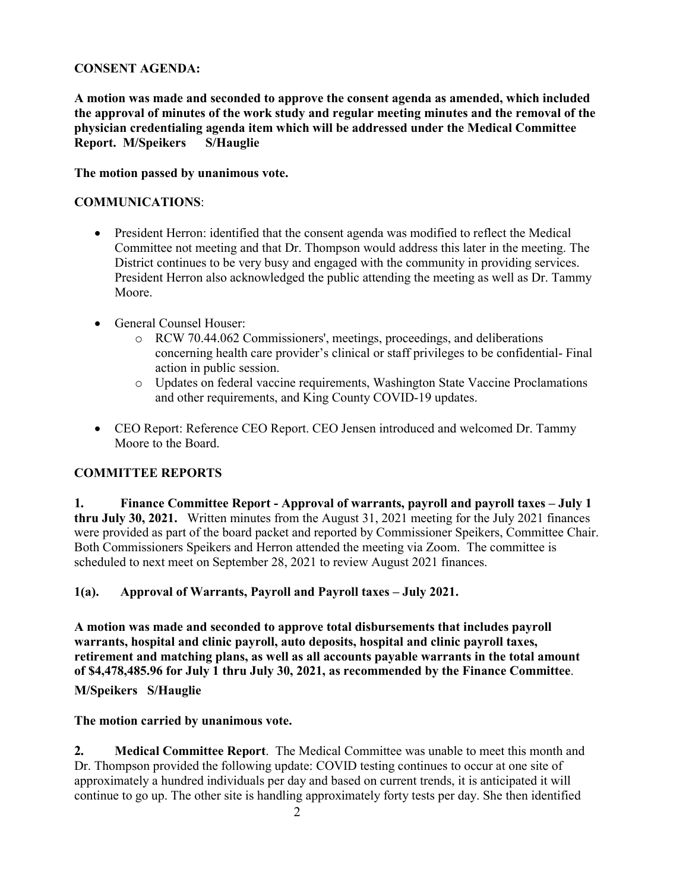**CONSENT AGENDA:**

**A motion was made and seconded to approve the consent agenda as amended, which included the approval of minutes of the work study and regular meeting minutes and the removal of the physician credentialing agenda item which will be addressed under the Medical Committee Report. M/Speikers S/Hauglie**

**The motion passed by unanimous vote.**

**COMMUNICATIONS**:

- President Herron: identified that the consent agenda was modified to reflect the Medical Committee not meeting and that Dr. Thompson would address this later in the meeting. The District continues to be very busy and engaged with the community in providing services. President Herron also acknowledged the public attending the meeting as well as Dr. Tammy Moore.

- General Counsel Houser:
  - RCW 70.44.062 Commissioners', meetings, proceedings, and deliberations concerning health care provider's clinical or staff privileges to be confidential- Final action in public session.
  - Updates on federal vaccine requirements, Washington State Vaccine Proclamations and other requirements, and King County COVID-19 updates.

- CEO Report: Reference CEO Report. CEO Jensen introduced and welcomed Dr. Tammy Moore to the Board.

**COMMITTEE REPORTS**

**1. Finance Committee Report - Approval of warrants, payroll and payroll taxes – July 1 thru July 30, 2021.** Written minutes from the August 31, 2021 meeting for the July 2021 finances were provided as part of the board packet and reported by Commissioner Speikers, Committee Chair. Both Commissioners Speikers and Herron attended the meeting via Zoom. The committee is scheduled to next meet on September 28, 2021 to review August 2021 finances.

**1(a). Approval of Warrants, Payroll and Payroll taxes – July 2021.**

**A motion was made and seconded to approve total disbursements that includes payroll warrants, hospital and clinic payroll, auto deposits, hospital and clinic payroll taxes, retirement and matching plans, as well as all accounts payable warrants in the total amount of $4,478,485.96 for July 1 thru July 30, 2021, as recommended by the Finance Committee**.

**M/Speikers S/Hauglie**

**The motion carried by unanimous vote.**

**2. Medical Committee Report**. The Medical Committee was unable to meet this month and Dr. Thompson provided the following update: COVID testing continues to occur at one site of approximately a hundred individuals per day and based on current trends, it is anticipated it will continue to go up. The other site is handling approximately forty tests per day. She then identified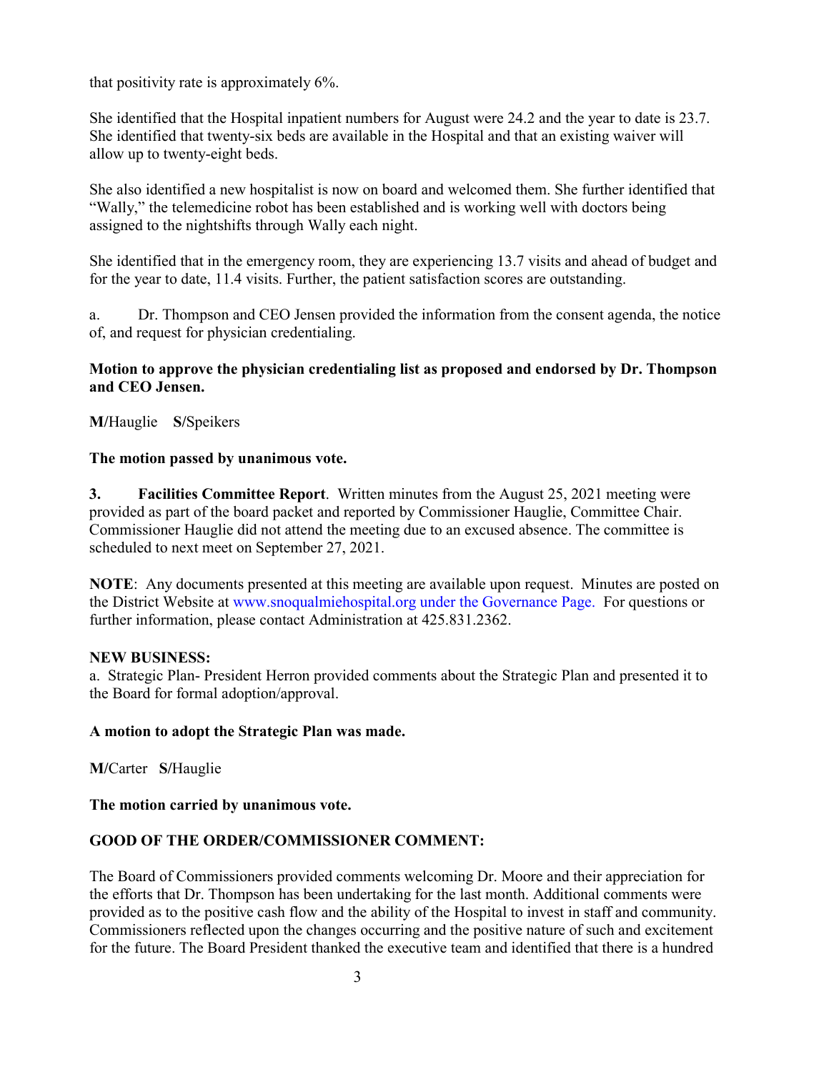that positivity rate is approximately 6%.

She identified that the Hospital inpatient numbers for August were 24.2 and the year to date is 23.7. She identified that twenty-six beds are available in the Hospital and that an existing waiver will allow up to twenty-eight beds.

She also identified a new hospitalist is now on board and welcomed them. She further identified that "Wally," the telemedicine robot has been established and is working well with doctors being assigned to the nightshifts through Wally each night.

She identified that in the emergency room, they are experiencing 13.7 visits and ahead of budget and for the year to date, 11.4 visits. Further, the patient satisfaction scores are outstanding.

a. Dr. Thompson and CEO Jensen provided the information from the consent agenda, the notice of, and request for physician credentialing.

**Motion to approve the physician credentialing list as proposed and endorsed by Dr. Thompson and CEO Jensen.**

**M/**Hauglie **S/**Speikers

**The motion passed by unanimous vote.**

**3. Facilities Committee Report**. Written minutes from the August 25, 2021 meeting were provided as part of the board packet and reported by Commissioner Hauglie, Committee Chair. Commissioner Hauglie did not attend the meeting due to an excused absence. The committee is scheduled to next meet on September 27, 2021.

**NOTE**: Any documents presented at this meeting are available upon request. Minutes are posted on the District Website at www.snoqualmiehospital.org under the Governance Page. For questions or further information, please contact Administration at 425.831.2362.

**NEW BUSINESS:**

a. Strategic Plan- President Herron provided comments about the Strategic Plan and presented it to the Board for formal adoption/approval.

**A motion to adopt the Strategic Plan was made.**

**M/**Carter **S/**Hauglie

**The motion carried by unanimous vote.**

**GOOD OF THE ORDER/COMMISSIONER COMMENT:**

The Board of Commissioners provided comments welcoming Dr. Moore and their appreciation for the efforts that Dr. Thompson has been undertaking for the last month. Additional comments were provided as to the positive cash flow and the ability of the Hospital to invest in staff and community. Commissioners reflected upon the changes occurring and the positive nature of such and excitement for the future. The Board President thanked the executive team and identified that there is a hundred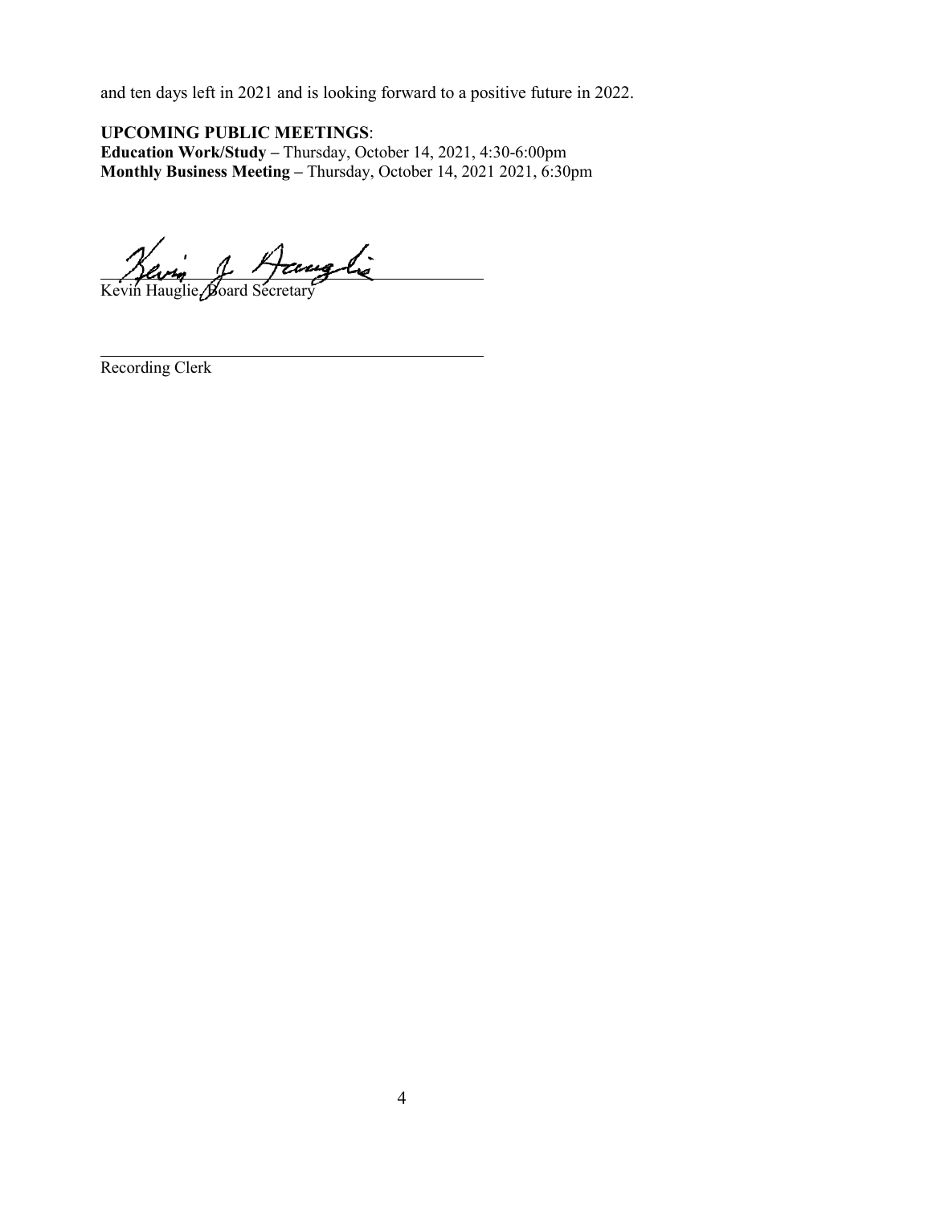and ten days left in 2021 and is looking forward to a positive future in 2022.

**UPCOMING PUBLIC MEETINGS**:
**Education Work/Study –** Thursday, October 14, 2021, 4:30-6:00pm
**Monthly Business Meeting –** Thursday, October 14, 2021 2021, 6:30pm

Kevin Hauglie, Board Secretary

Recording Clerk